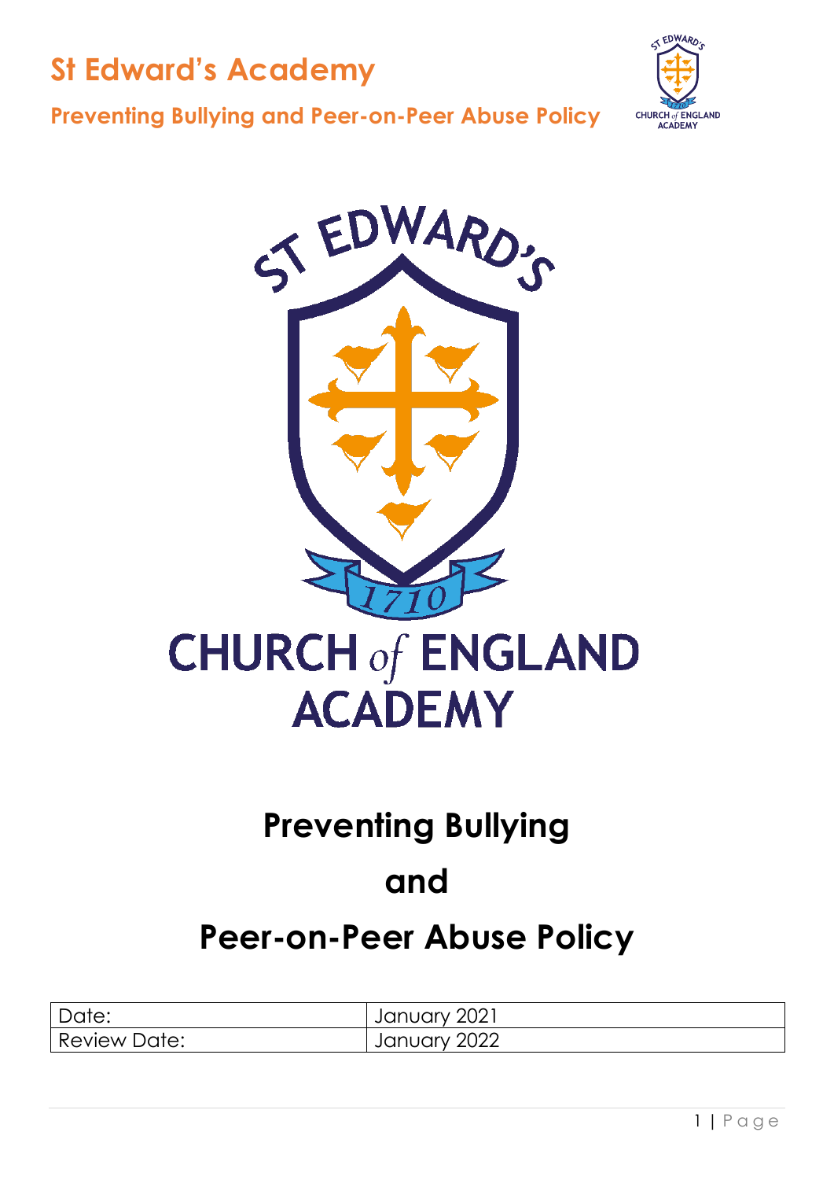# St Edward's Academy

## Preventing Bullying and Peer-on-Peer Abuse Policy

ST EDWARD'S

1710

CHURCH of ENGLAND ACADEMY

# Preventing Bullying and Peer-on-Peer Abuse Policy

| Date: | January 2021 |
|---|---|
| Review Date: | January 2022 |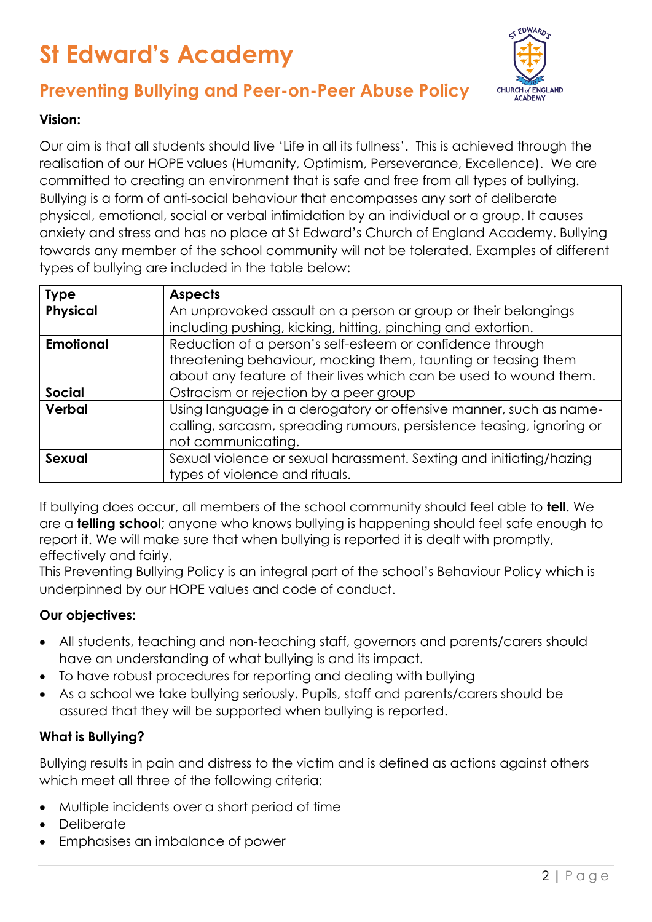# St Edward's Academy

## Preventing Bullying and Peer-on-Peer Abuse Policy

**Vision:**

Our aim is that all students should live 'Life in all its fullness'. This is achieved through the realisation of our HOPE values (Humanity, Optimism, Perseverance, Excellence). We are committed to creating an environment that is safe and free from all types of bullying. Bullying is a form of anti-social behaviour that encompasses any sort of deliberate physical, emotional, social or verbal intimidation by an individual or a group. It causes anxiety and stress and has no place at St Edward's Church of England Academy. Bullying towards any member of the school community will not be tolerated. Examples of different types of bullying are included in the table below:

| Type | Aspects |
|---|---|
| **Physical** | An unprovoked assault on a person or group or their belongings including pushing, kicking, hitting, pinching and extortion. |
| **Emotional** | Reduction of a person's self-esteem or confidence through threatening behaviour, mocking them, taunting or teasing them about any feature of their lives which can be used to wound them. |
| **Social** | Ostracism or rejection by a peer group |
| **Verbal** | Using language in a derogatory or offensive manner, such as name-calling, sarcasm, spreading rumours, persistence teasing, ignoring or not communicating. |
| **Sexual** | Sexual violence or sexual harassment. Sexting and initiating/hazing types of violence and rituals. |

If bullying does occur, all members of the school community should feel able to **tell**. We are a **telling school**; anyone who knows bullying is happening should feel safe enough to report it. We will make sure that when bullying is reported it is dealt with promptly, effectively and fairly.

This Preventing Bullying Policy is an integral part of the school's Behaviour Policy which is underpinned by our HOPE values and code of conduct.

**Our objectives:**

- All students, teaching and non-teaching staff, governors and parents/carers should have an understanding of what bullying is and its impact.
- To have robust procedures for reporting and dealing with bullying
- As a school we take bullying seriously. Pupils, staff and parents/carers should be assured that they will be supported when bullying is reported.

**What is Bullying?**

Bullying results in pain and distress to the victim and is defined as actions against others which meet all three of the following criteria:

- Multiple incidents over a short period of time
- Deliberate
- Emphasises an imbalance of power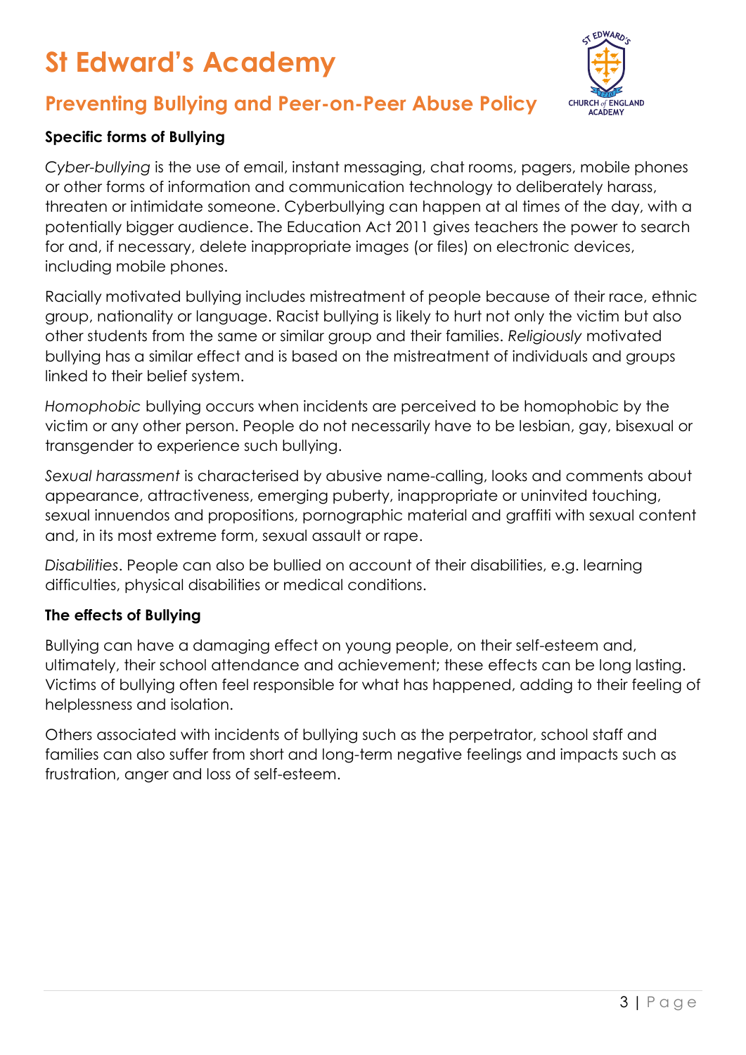### Specific forms of Bullying

*Cyber-bullying* is the use of email, instant messaging, chat rooms, pagers, mobile phones or other forms of information and communication technology to deliberately harass, threaten or intimidate someone. Cyberbullying can happen at al times of the day, with a potentially bigger audience. The Education Act 2011 gives teachers the power to search for and, if necessary, delete inappropriate images (or files) on electronic devices, including mobile phones.

Racially motivated bullying includes mistreatment of people because of their race, ethnic group, nationality or language. Racist bullying is likely to hurt not only the victim but also other students from the same or similar group and their families. *Religiously* motivated bullying has a similar effect and is based on the mistreatment of individuals and groups linked to their belief system.

*Homophobic* bullying occurs when incidents are perceived to be homophobic by the victim or any other person. People do not necessarily have to be lesbian, gay, bisexual or transgender to experience such bullying.

*Sexual harassment* is characterised by abusive name-calling, looks and comments about appearance, attractiveness, emerging puberty, inappropriate or uninvited touching, sexual innuendos and propositions, pornographic material and graffiti with sexual content and, in its most extreme form, sexual assault or rape.

*Disabilities*. People can also be bullied on account of their disabilities, e.g. learning difficulties, physical disabilities or medical conditions.

### The effects of Bullying

Bullying can have a damaging effect on young people, on their self-esteem and, ultimately, their school attendance and achievement; these effects can be long lasting. Victims of bullying often feel responsible for what has happened, adding to their feeling of helplessness and isolation.

Others associated with incidents of bullying such as the perpetrator, school staff and families can also suffer from short and long-term negative feelings and impacts such as frustration, anger and loss of self-esteem.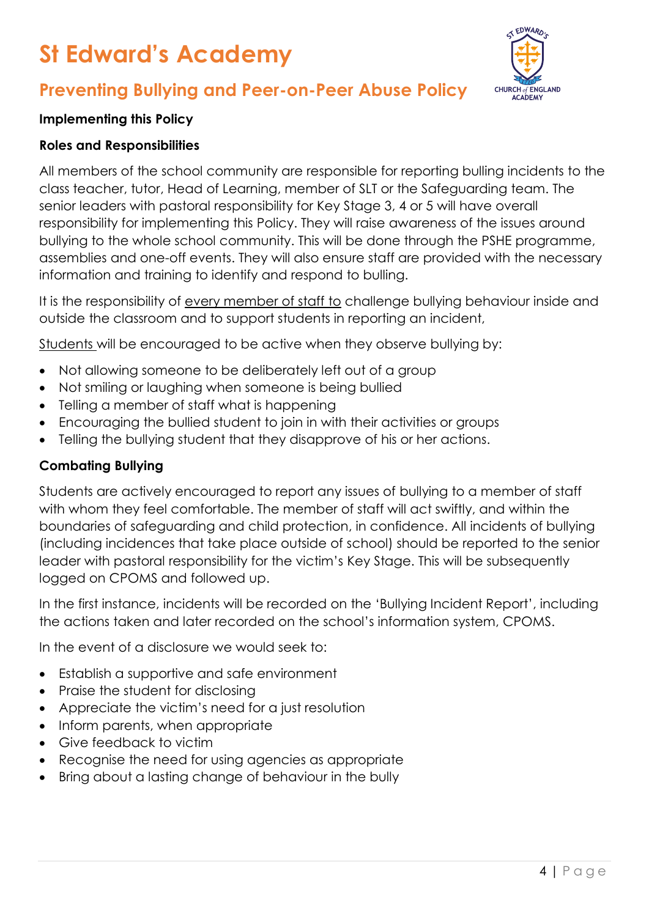# St Edward's Academy

## Preventing Bullying and Peer-on-Peer Abuse Policy

**Implementing this Policy**

**Roles and Responsibilities**

All members of the school community are responsible for reporting bulling incidents to the class teacher, tutor, Head of Learning, member of SLT or the Safeguarding team. The senior leaders with pastoral responsibility for Key Stage 3, 4 or 5 will have overall responsibility for implementing this Policy. They will raise awareness of the issues around bullying to the whole school community. This will be done through the PSHE programme, assemblies and one-off events. They will also ensure staff are provided with the necessary information and training to identify and respond to bulling.

It is the responsibility of every member of staff to challenge bullying behaviour inside and outside the classroom and to support students in reporting an incident,

Students will be encouraged to be active when they observe bullying by:

- Not allowing someone to be deliberately left out of a group
- Not smiling or laughing when someone is being bullied
- Telling a member of staff what is happening
- Encouraging the bullied student to join in with their activities or groups
- Telling the bullying student that they disapprove of his or her actions.

**Combating Bullying**

Students are actively encouraged to report any issues of bullying to a member of staff with whom they feel comfortable. The member of staff will act swiftly, and within the boundaries of safeguarding and child protection, in confidence. All incidents of bullying (including incidences that take place outside of school) should be reported to the senior leader with pastoral responsibility for the victim's Key Stage. This will be subsequently logged on CPOMS and followed up.

In the first instance, incidents will be recorded on the 'Bullying Incident Report', including the actions taken and later recorded on the school's information system, CPOMS.

In the event of a disclosure we would seek to:

- Establish a supportive and safe environment
- Praise the student for disclosing
- Appreciate the victim's need for a just resolution
- Inform parents, when appropriate
- Give feedback to victim
- Recognise the need for using agencies as appropriate
- Bring about a lasting change of behaviour in the bully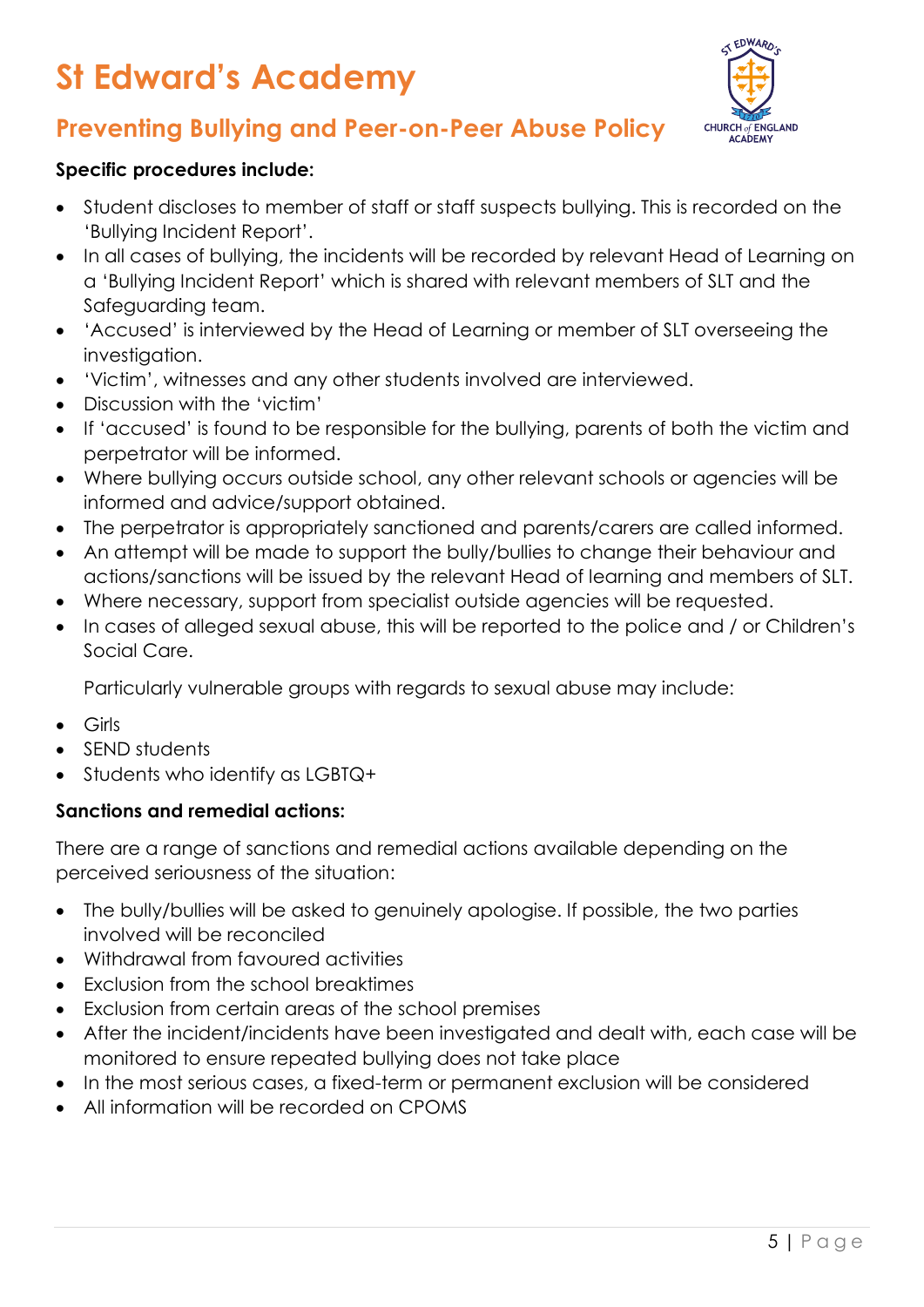# St Edward's Academy

## Preventing Bullying and Peer-on-Peer Abuse Policy

**Specific procedures include:**

- Student discloses to member of staff or staff suspects bullying. This is recorded on the 'Bullying Incident Report'.
- In all cases of bullying, the incidents will be recorded by relevant Head of Learning on a 'Bullying Incident Report' which is shared with relevant members of SLT and the Safeguarding team.
- 'Accused' is interviewed by the Head of Learning or member of SLT overseeing the investigation.
- 'Victim', witnesses and any other students involved are interviewed.
- Discussion with the 'victim'
- If 'accused' is found to be responsible for the bullying, parents of both the victim and perpetrator will be informed.
- Where bullying occurs outside school, any other relevant schools or agencies will be informed and advice/support obtained.
- The perpetrator is appropriately sanctioned and parents/carers are called informed.
- An attempt will be made to support the bully/bullies to change their behaviour and actions/sanctions will be issued by the relevant Head of learning and members of SLT.
- Where necessary, support from specialist outside agencies will be requested.
- In cases of alleged sexual abuse, this will be reported to the police and / or Children's Social Care.

  Particularly vulnerable groups with regards to sexual abuse may include:

- Girls
- SEND students
- Students who identify as LGBTQ+

**Sanctions and remedial actions:**

There are a range of sanctions and remedial actions available depending on the perceived seriousness of the situation:

- The bully/bullies will be asked to genuinely apologise. If possible, the two parties involved will be reconciled
- Withdrawal from favoured activities
- Exclusion from the school breaktimes
- Exclusion from certain areas of the school premises
- After the incident/incidents have been investigated and dealt with, each case will be monitored to ensure repeated bullying does not take place
- In the most serious cases, a fixed-term or permanent exclusion will be considered
- All information will be recorded on CPOMS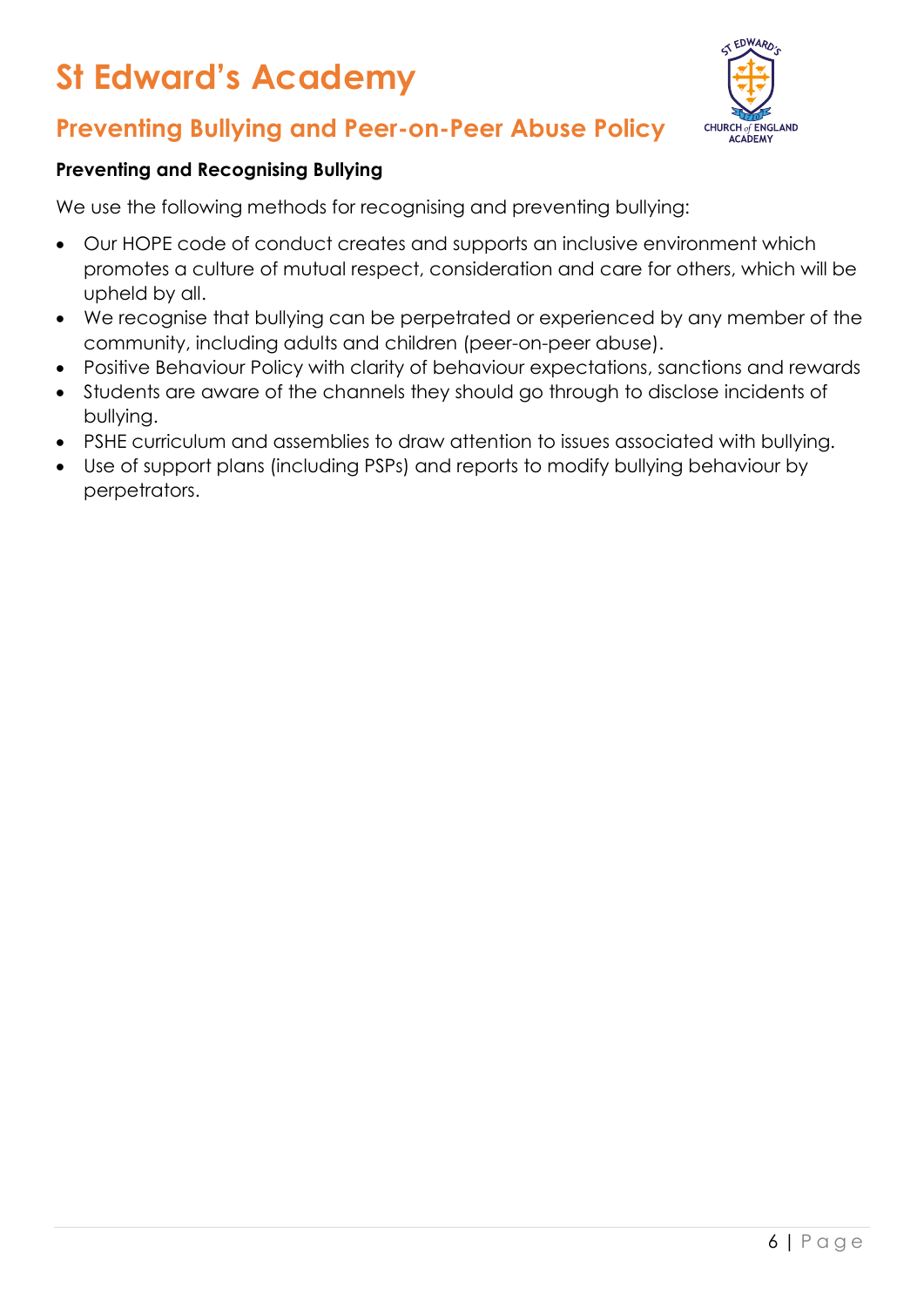# St Edward's Academy

## Preventing Bullying and Peer-on-Peer Abuse Policy

**Preventing and Recognising Bullying**

We use the following methods for recognising and preventing bullying:

- Our HOPE code of conduct creates and supports an inclusive environment which promotes a culture of mutual respect, consideration and care for others, which will be upheld by all.
- We recognise that bullying can be perpetrated or experienced by any member of the community, including adults and children (peer-on-peer abuse).
- Positive Behaviour Policy with clarity of behaviour expectations, sanctions and rewards
- Students are aware of the channels they should go through to disclose incidents of bullying.
- PSHE curriculum and assemblies to draw attention to issues associated with bullying.
- Use of support plans (including PSPs) and reports to modify bullying behaviour by perpetrators.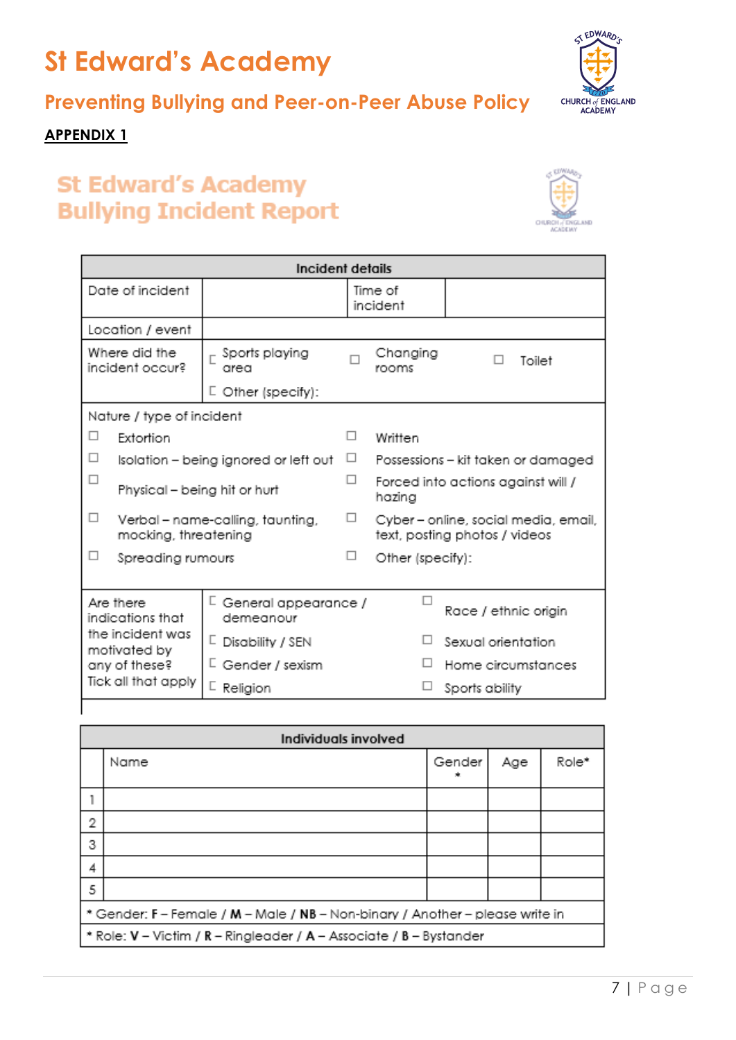# St Edward's Academy

## Preventing Bullying and Peer-on-Peer Abuse Policy

**APPENDIX 1**

## St Edward's Academy Bullying Incident Report

| Incident details | | | |
|---|---|---|---|
| Date of incident | | Time of incident | |
| Location / event | | | |
| Where did the incident occur? | ☐ Sports playing area<br>☐ Other (specify): | ☐ Changing rooms | ☐ Toilet |

**Nature / type of incident**

| | |
|---|---|
| ☐ Extortion | ☐ Written |
| ☐ Isolation – being ignored or left out | ☐ Possessions – kit taken or damaged |
| ☐ Physical – being hit or hurt | ☐ Forced into actions against will / hazing |
| ☐ Verbal – name-calling, taunting, mocking, threatening | ☐ Cyber – online, social media, email, text, posting photos / videos |
| ☐ Spreading rumours | ☐ Other (specify): |

| Are there indications that the incident was motivated by any of these? Tick all that apply | | |
|---|---|---|
| | ☐ General appearance / demeanour | ☐ Race / ethnic origin |
| | ☐ Disability / SEN | ☐ Sexual orientation |
| | ☐ Gender / sexism | ☐ Home circumstances |
| | ☐ Religion | ☐ Sports ability |

| Individuals involved | | | | |
|---|---|---|---|---|
| | Name | Gender * | Age | Role* |
| 1 | | | | |
| 2 | | | | |
| 3 | | | | |
| 4 | | | | |
| 5 | | | | |

\* Gender: **F** – Female / **M** – Male / **NB** – Non-binary / Another – please write in

\* Role: **V** – Victim / **R** – Ringleader / **A** – Associate / **B** – Bystander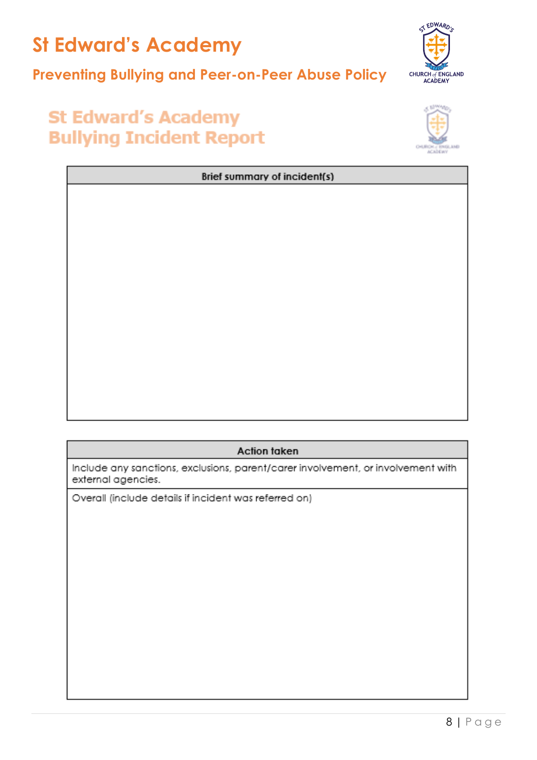# St Edward's Academy

## Preventing Bullying and Peer-on-Peer Abuse Policy

## St Edward's Academy
## Bullying Incident Report

| Brief summary of incident(s) |
| --- |
| |

| Action taken |
| --- |
| Include any sanctions, exclusions, parent/carer involvement, or involvement with external agencies. |
| Overall (include details if incident was referred on) |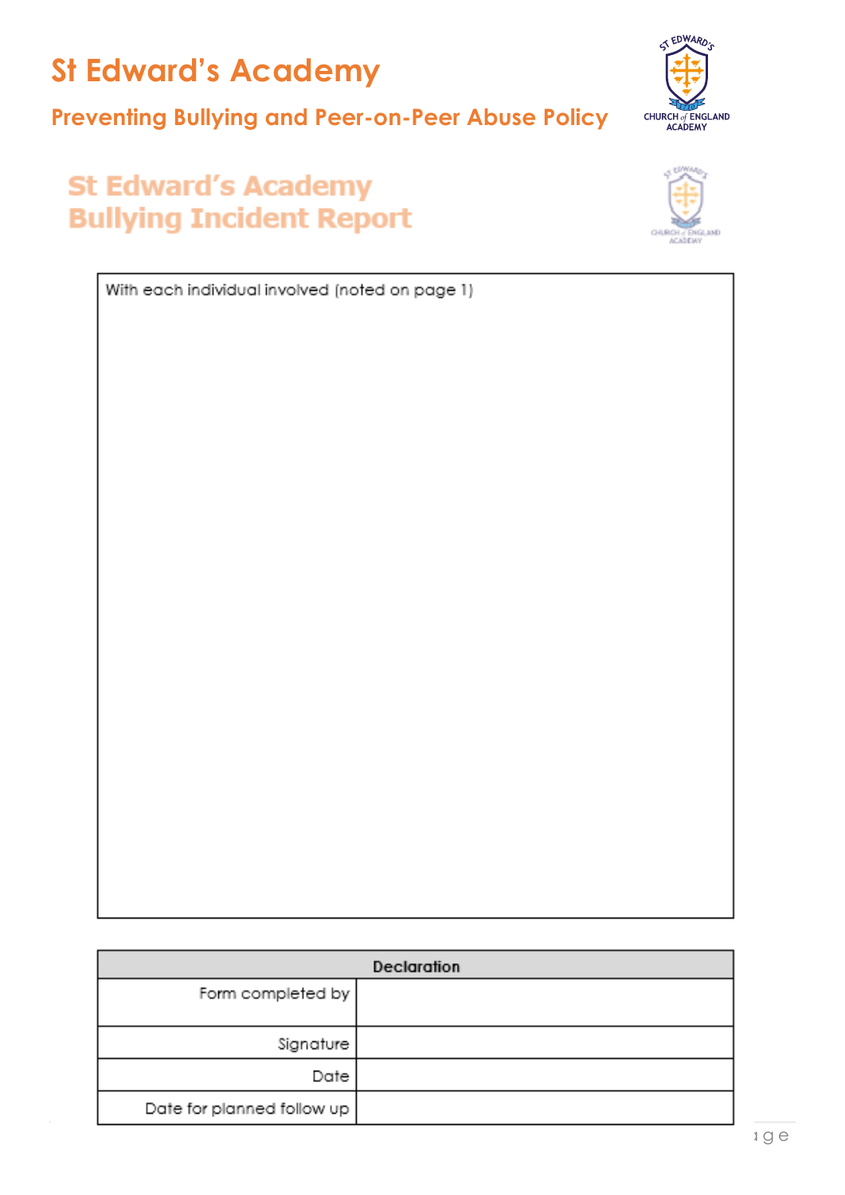# St Edward's Academy

## Preventing Bullying and Peer-on-Peer Abuse Policy

# St Edward's Academy Bullying Incident Report

| With each individual involved (noted on page 1) |
|---|
| |

| Declaration | |
|---|---|
| Form completed by | |
| Signature | |
| Date | |
| Date for planned follow up | |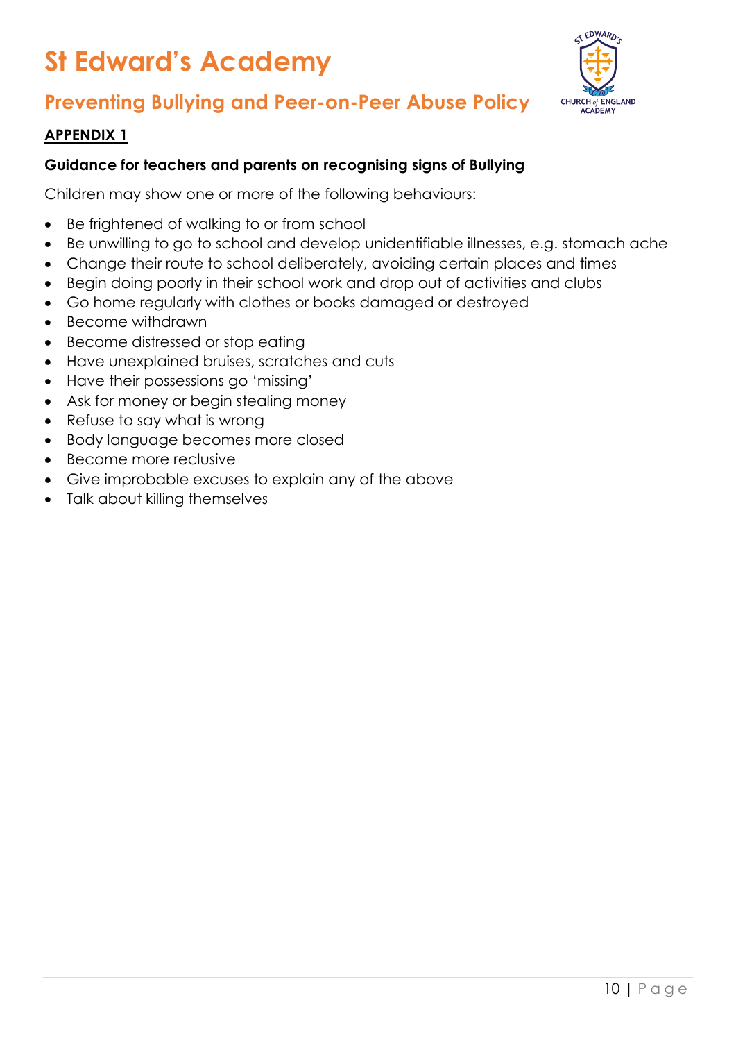# St Edward's Academy

## Preventing Bullying and Peer-on-Peer Abuse Policy

**APPENDIX 1**

**Guidance for teachers and parents on recognising signs of Bullying**

Children may show one or more of the following behaviours:

- Be frightened of walking to or from school
- Be unwilling to go to school and develop unidentifiable illnesses, e.g. stomach ache
- Change their route to school deliberately, avoiding certain places and times
- Begin doing poorly in their school work and drop out of activities and clubs
- Go home regularly with clothes or books damaged or destroyed
- Become withdrawn
- Become distressed or stop eating
- Have unexplained bruises, scratches and cuts
- Have their possessions go 'missing'
- Ask for money or begin stealing money
- Refuse to say what is wrong
- Body language becomes more closed
- Become more reclusive
- Give improbable excuses to explain any of the above
- Talk about killing themselves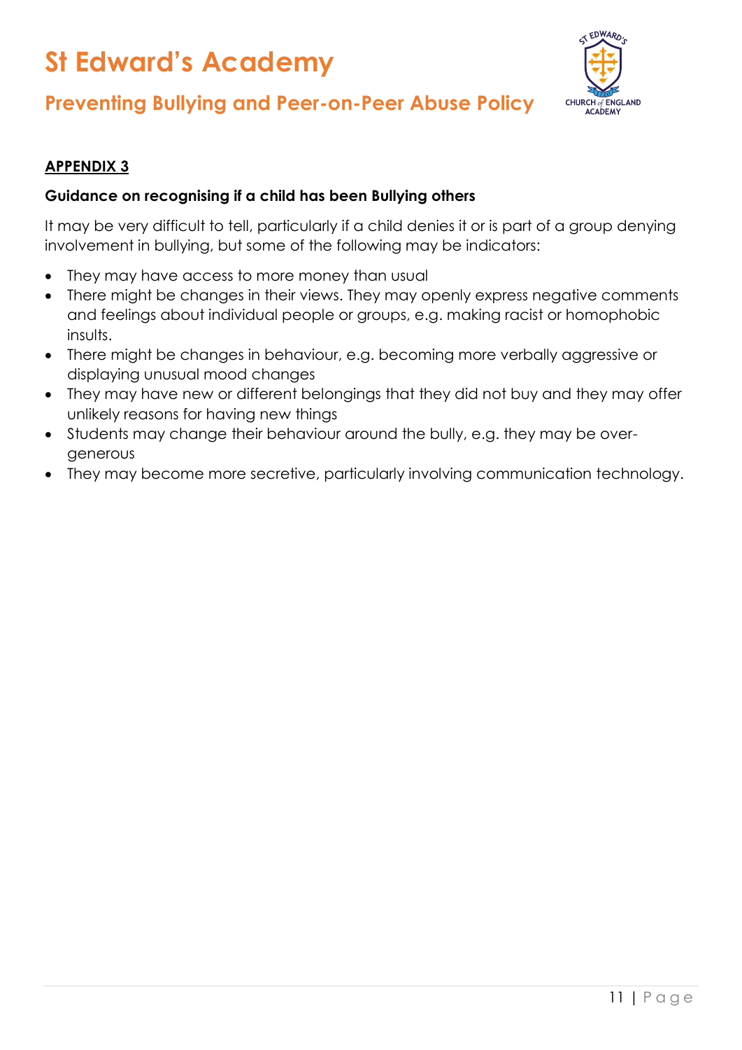## APPENDIX 3

**Guidance on recognising if a child has been Bullying others**

It may be very difficult to tell, particularly if a child denies it or is part of a group denying involvement in bullying, but some of the following may be indicators:

- They may have access to more money than usual
- There might be changes in their views. They may openly express negative comments and feelings about individual people or groups, e.g. making racist or homophobic insults.
- There might be changes in behaviour, e.g. becoming more verbally aggressive or displaying unusual mood changes
- They may have new or different belongings that they did not buy and they may offer unlikely reasons for having new things
- Students may change their behaviour around the bully, e.g. they may be over-generous
- They may become more secretive, particularly involving communication technology.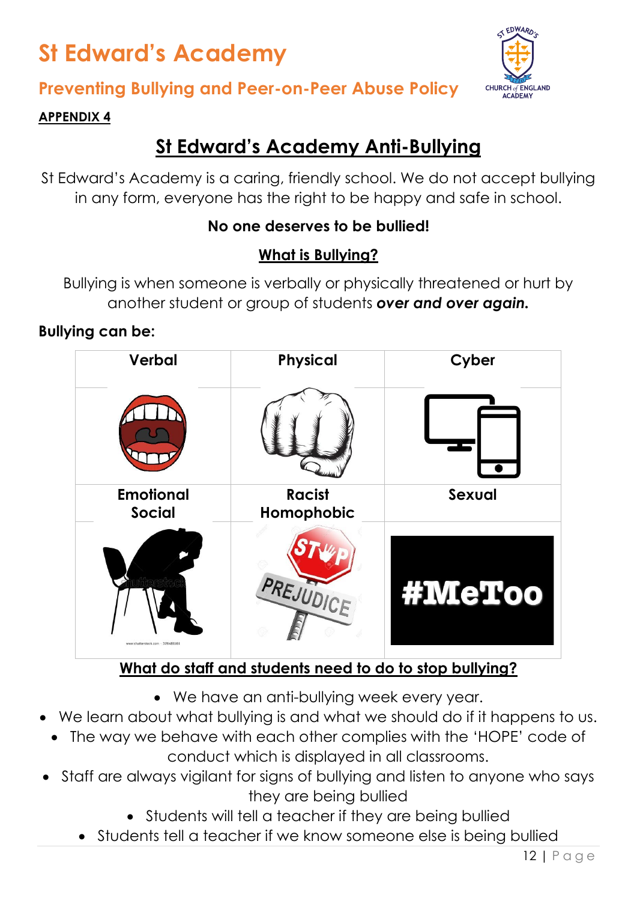# St Edward's Academy

## Preventing Bullying and Peer-on-Peer Abuse Policy

**APPENDIX 4**

## St Edward's Academy Anti-Bullying

St Edward's Academy is a caring, friendly school. We do not accept bullying in any form, everyone has the right to be happy and safe in school.

**No one deserves to be bullied!**

### What is Bullying?

Bullying is when someone is verbally or physically threatened or hurt by another student or group of students ***over and over again.***

**Bullying can be:**

| | | |
|---|---|---|
| **Verbal** | **Physical** | **Cyber** |
| **Emotional Social** | **Racist Homophobic** | **Sexual** |

### What do staff and students need to do to stop bullying?

- We have an anti-bullying week every year.
- We learn about what bullying is and what we should do if it happens to us.
- The way we behave with each other complies with the 'HOPE' code of conduct which is displayed in all classrooms.
- Staff are always vigilant for signs of bullying and listen to anyone who says they are being bullied
- Students will tell a teacher if they are being bullied
- Students tell a teacher if we know someone else is being bullied